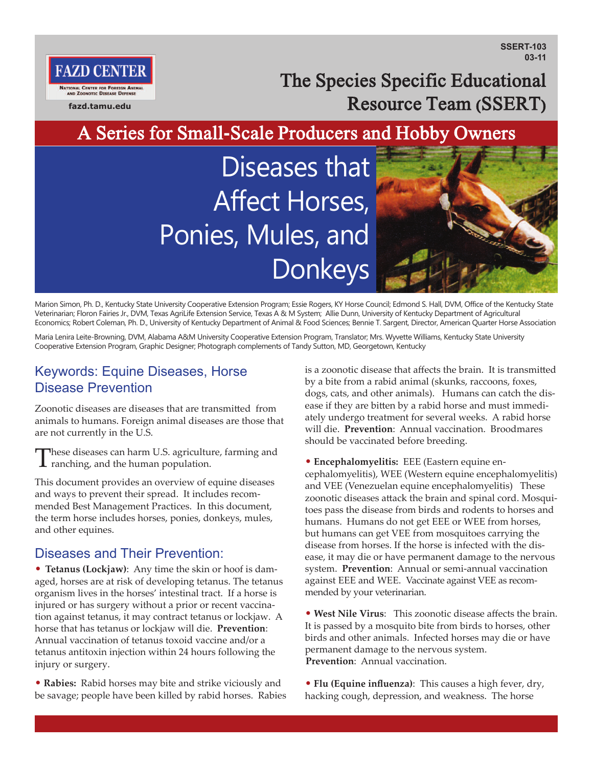SSERT-103
03-11

FAZD CENTER
National Center for Foreign Animal and Zoonotic Disease Defense
fazd.tamu.edu

The Species Specific Educational Resource Team (SSERT)

## A Series for Small-Scale Producers and Hobby Owners

# Diseases that Affect Horses, Ponies, Mules, and Donkeys

Marion Simon, Ph. D., Kentucky State University Cooperative Extension Program; Essie Rogers, KY Horse Council; Edmond S. Hall, DVM, Office of the Kentucky State Veterinarian; Floron Fairies Jr., DVM, Texas AgriLife Extension Service, Texas A & M System; Allie Dunn, University of Kentucky Department of Agricultural Economics; Robert Coleman, Ph. D., University of Kentucky Department of Animal & Food Sciences; Bennie T. Sargent, Director, American Quarter Horse Association

Maria Lenira Leite-Browning, DVM, Alabama A&M University Cooperative Extension Program, Translator; Mrs. Wyvette Williams, Kentucky State University Cooperative Extension Program, Graphic Designer; Photograph complements of Tandy Sutton, MD, Georgetown, Kentucky

## Keywords: Equine Diseases, Horse Disease Prevention

Zoonotic diseases are diseases that are transmitted from animals to humans. Foreign animal diseases are those that are not currently in the U.S.

These diseases can harm U.S. agriculture, farming and ranching, and the human population.

This document provides an overview of equine diseases and ways to prevent their spread. It includes recommended Best Management Practices. In this document, the term horse includes horses, ponies, donkeys, mules, and other equines.

## Diseases and Their Prevention:

- **Tetanus (Lockjaw)**: Any time the skin or hoof is damaged, horses are at risk of developing tetanus. The tetanus organism lives in the horses' intestinal tract. If a horse is injured or has surgery without a prior or recent vaccination against tetanus, it may contract tetanus or lockjaw. A horse that has tetanus or lockjaw will die. **Prevention**: Annual vaccination of tetanus toxoid vaccine and/or a tetanus antitoxin injection within 24 hours following the injury or surgery.

- **Rabies:** Rabid horses may bite and strike viciously and be savage; people have been killed by rabid horses. Rabies is a zoonotic disease that affects the brain. It is transmitted by a bite from a rabid animal (skunks, raccoons, foxes, dogs, cats, and other animals). Humans can catch the disease if they are bitten by a rabid horse and must immediately undergo treatment for several weeks. A rabid horse will die. **Prevention**: Annual vaccination. Broodmares should be vaccinated before breeding.

- **Encephalomyelitis:** EEE (Eastern equine encephalomyelitis), WEE (Western equine encephalomyelitis) and VEE (Venezuelan equine encephalomyelitis) These zoonotic diseases attack the brain and spinal cord. Mosquitoes pass the disease from birds and rodents to horses and humans. Humans do not get EEE or WEE from horses, but humans can get VEE from mosquitoes carrying the disease from horses. If the horse is infected with the disease, it may die or have permanent damage to the nervous system. **Prevention**: Annual or semi-annual vaccination against EEE and WEE. Vaccinate against VEE as recommended by your veterinarian.

- **West Nile Virus**: This zoonotic disease affects the brain. It is passed by a mosquito bite from birds to horses, other birds and other animals. Infected horses may die or have permanent damage to the nervous system. **Prevention**: Annual vaccination.

- **Flu (Equine influenza)**: This causes a high fever, dry, hacking cough, depression, and weakness. The horse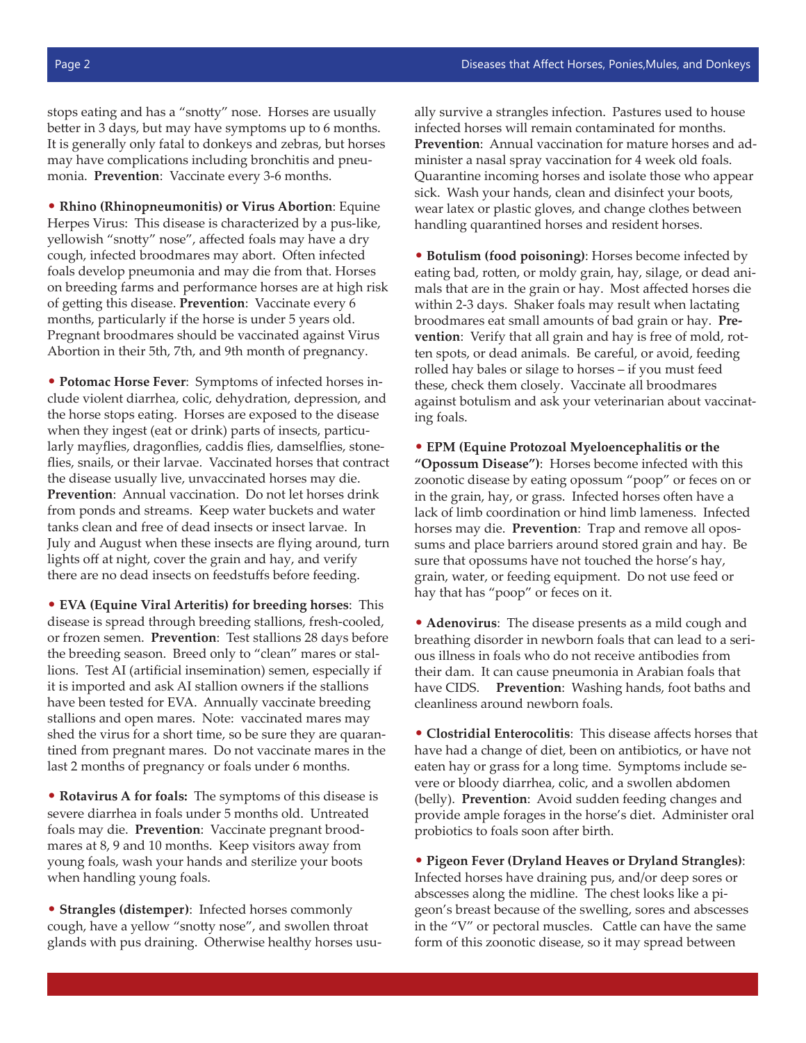stops eating and has a "snotty" nose. Horses are usually better in 3 days, but may have symptoms up to 6 months. It is generally only fatal to donkeys and zebras, but horses may have complications including bronchitis and pneumonia. **Prevention**: Vaccinate every 3-6 months.

- **Rhino (Rhinopneumonitis) or Virus Abortion**: Equine Herpes Virus: This disease is characterized by a pus-like, yellowish "snotty" nose", affected foals may have a dry cough, infected broodmares may abort. Often infected foals develop pneumonia and may die from that. Horses on breeding farms and performance horses are at high risk of getting this disease. **Prevention**: Vaccinate every 6 months, particularly if the horse is under 5 years old. Pregnant broodmares should be vaccinated against Virus Abortion in their 5th, 7th, and 9th month of pregnancy.

- **Potomac Horse Fever**: Symptoms of infected horses include violent diarrhea, colic, dehydration, depression, and the horse stops eating. Horses are exposed to the disease when they ingest (eat or drink) parts of insects, particularly mayflies, dragonflies, caddis flies, damselflies, stoneflies, snails, or their larvae. Vaccinated horses that contract the disease usually live, unvaccinated horses may die. **Prevention**: Annual vaccination. Do not let horses drink from ponds and streams. Keep water buckets and water tanks clean and free of dead insects or insect larvae. In July and August when these insects are flying around, turn lights off at night, cover the grain and hay, and verify there are no dead insects on feedstuffs before feeding.

- **EVA (Equine Viral Arteritis) for breeding horses**: This disease is spread through breeding stallions, fresh-cooled, or frozen semen. **Prevention**: Test stallions 28 days before the breeding season. Breed only to "clean" mares or stallions. Test AI (artificial insemination) semen, especially if it is imported and ask AI stallion owners if the stallions have been tested for EVA. Annually vaccinate breeding stallions and open mares. Note: vaccinated mares may shed the virus for a short time, so be sure they are quarantined from pregnant mares. Do not vaccinate mares in the last 2 months of pregnancy or foals under 6 months.

- **Rotavirus A for foals:** The symptoms of this disease is severe diarrhea in foals under 5 months old. Untreated foals may die. **Prevention**: Vaccinate pregnant broodmares at 8, 9 and 10 months. Keep visitors away from young foals, wash your hands and sterilize your boots when handling young foals.

- **Strangles (distemper)**: Infected horses commonly cough, have a yellow "snotty nose", and swollen throat glands with pus draining. Otherwise healthy horses usually survive a strangles infection. Pastures used to house infected horses will remain contaminated for months. **Prevention**: Annual vaccination for mature horses and administer a nasal spray vaccination for 4 week old foals. Quarantine incoming horses and isolate those who appear sick. Wash your hands, clean and disinfect your boots, wear latex or plastic gloves, and change clothes between handling quarantined horses and resident horses.

- **Botulism (food poisoning)**: Horses become infected by eating bad, rotten, or moldy grain, hay, silage, or dead animals that are in the grain or hay. Most affected horses die within 2-3 days. Shaker foals may result when lactating broodmares eat small amounts of bad grain or hay. **Prevention**: Verify that all grain and hay is free of mold, rotten spots, or dead animals. Be careful, or avoid, feeding rolled hay bales or silage to horses – if you must feed these, check them closely. Vaccinate all broodmares against botulism and ask your veterinarian about vaccinating foals.

- **EPM (Equine Protozoal Myeloencephalitis or the "Opossum Disease")**: Horses become infected with this zoonotic disease by eating opossum "poop" or feces on or in the grain, hay, or grass. Infected horses often have a lack of limb coordination or hind limb lameness. Infected horses may die. **Prevention**: Trap and remove all opossums and place barriers around stored grain and hay. Be sure that opossums have not touched the horse's hay, grain, water, or feeding equipment. Do not use feed or hay that has "poop" or feces on it.

- **Adenovirus**: The disease presents as a mild cough and breathing disorder in newborn foals that can lead to a serious illness in foals who do not receive antibodies from their dam. It can cause pneumonia in Arabian foals that have CIDS. **Prevention**: Washing hands, foot baths and cleanliness around newborn foals.

- **Clostridial Enterocolitis**: This disease affects horses that have had a change of diet, been on antibiotics, or have not eaten hay or grass for a long time. Symptoms include severe or bloody diarrhea, colic, and a swollen abdomen (belly). **Prevention**: Avoid sudden feeding changes and provide ample forages in the horse's diet. Administer oral probiotics to foals soon after birth.

- **Pigeon Fever (Dryland Heaves or Dryland Strangles)**: Infected horses have draining pus, and/or deep sores or abscesses along the midline. The chest looks like a pigeon's breast because of the swelling, sores and abscesses in the "V" or pectoral muscles. Cattle can have the same form of this zoonotic disease, so it may spread between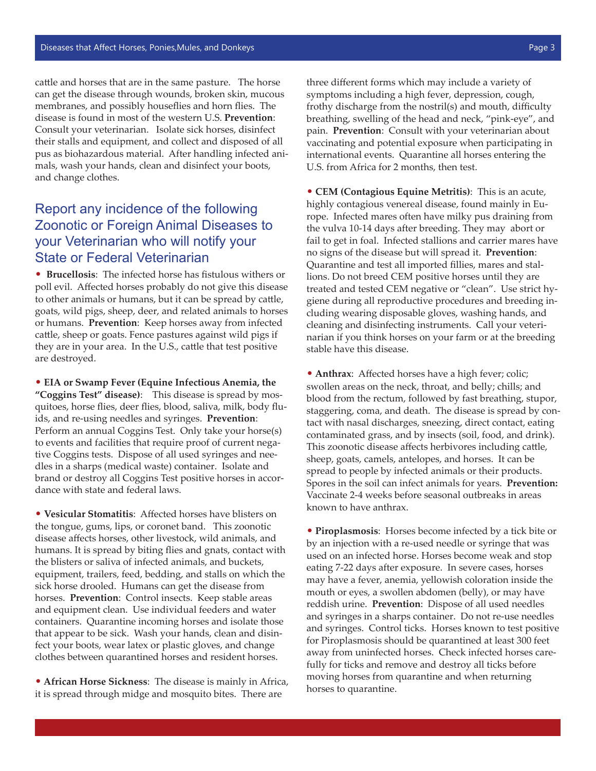cattle and horses that are in the same pasture. The horse can get the disease through wounds, broken skin, mucous membranes, and possibly houseflies and horn flies. The disease is found in most of the western U.S. **Prevention**: Consult your veterinarian. Isolate sick horses, disinfect their stalls and equipment, and collect and disposed of all pus as biohazardous material. After handling infected animals, wash your hands, clean and disinfect your boots, and change clothes.

## Report any incidence of the following Zoonotic or Foreign Animal Diseases to your Veterinarian who will notify your State or Federal Veterinarian

- **Brucellosis**: The infected horse has fistulous withers or poll evil. Affected horses probably do not give this disease to other animals or humans, but it can be spread by cattle, goats, wild pigs, sheep, deer, and related animals to horses or humans. **Prevention**: Keep horses away from infected cattle, sheep or goats. Fence pastures against wild pigs if they are in your area. In the U.S., cattle that test positive are destroyed.

- **EIA or Swamp Fever (Equine Infectious Anemia, the "Coggins Test" disease)**: This disease is spread by mosquitoes, horse flies, deer flies, blood, saliva, milk, body fluids, and re-using needles and syringes. **Prevention**: Perform an annual Coggins Test. Only take your horse(s) to events and facilities that require proof of current negative Coggins tests. Dispose of all used syringes and needles in a sharps (medical waste) container. Isolate and brand or destroy all Coggins Test positive horses in accordance with state and federal laws.

- **Vesicular Stomatitis**: Affected horses have blisters on the tongue, gums, lips, or coronet band. This zoonotic disease affects horses, other livestock, wild animals, and humans. It is spread by biting flies and gnats, contact with the blisters or saliva of infected animals, and buckets, equipment, trailers, feed, bedding, and stalls on which the sick horse drooled. Humans can get the disease from horses. **Prevention**: Control insects. Keep stable areas and equipment clean. Use individual feeders and water containers. Quarantine incoming horses and isolate those that appear to be sick. Wash your hands, clean and disinfect your boots, wear latex or plastic gloves, and change clothes between quarantined horses and resident horses.

- **African Horse Sickness**: The disease is mainly in Africa, it is spread through midge and mosquito bites. There are three different forms which may include a variety of symptoms including a high fever, depression, cough, frothy discharge from the nostril(s) and mouth, difficulty breathing, swelling of the head and neck, "pink-eye", and pain. **Prevention**: Consult with your veterinarian about vaccinating and potential exposure when participating in international events. Quarantine all horses entering the U.S. from Africa for 2 months, then test.

- **CEM (Contagious Equine Metritis)**: This is an acute, highly contagious venereal disease, found mainly in Europe. Infected mares often have milky pus draining from the vulva 10-14 days after breeding. They may abort or fail to get in foal. Infected stallions and carrier mares have no signs of the disease but will spread it. **Prevention**: Quarantine and test all imported fillies, mares and stallions. Do not breed CEM positive horses until they are treated and tested CEM negative or "clean". Use strict hygiene during all reproductive procedures and breeding including wearing disposable gloves, washing hands, and cleaning and disinfecting instruments. Call your veterinarian if you think horses on your farm or at the breeding stable have this disease.

- **Anthrax**: Affected horses have a high fever; colic; swollen areas on the neck, throat, and belly; chills; and blood from the rectum, followed by fast breathing, stupor, staggering, coma, and death. The disease is spread by contact with nasal discharges, sneezing, direct contact, eating contaminated grass, and by insects (soil, food, and drink). This zoonotic disease affects herbivores including cattle, sheep, goats, camels, antelopes, and horses. It can be spread to people by infected animals or their products. Spores in the soil can infect animals for years. **Prevention:** Vaccinate 2-4 weeks before seasonal outbreaks in areas known to have anthrax.

- **Piroplasmosis**: Horses become infected by a tick bite or by an injection with a re-used needle or syringe that was used on an infected horse. Horses become weak and stop eating 7-22 days after exposure. In severe cases, horses may have a fever, anemia, yellowish coloration inside the mouth or eyes, a swollen abdomen (belly), or may have reddish urine. **Prevention**: Dispose of all used needles and syringes in a sharps container. Do not re-use needles and syringes. Control ticks. Horses known to test positive for Piroplasmosis should be quarantined at least 300 feet away from uninfected horses. Check infected horses carefully for ticks and remove and destroy all ticks before moving horses from quarantine and when returning horses to quarantine.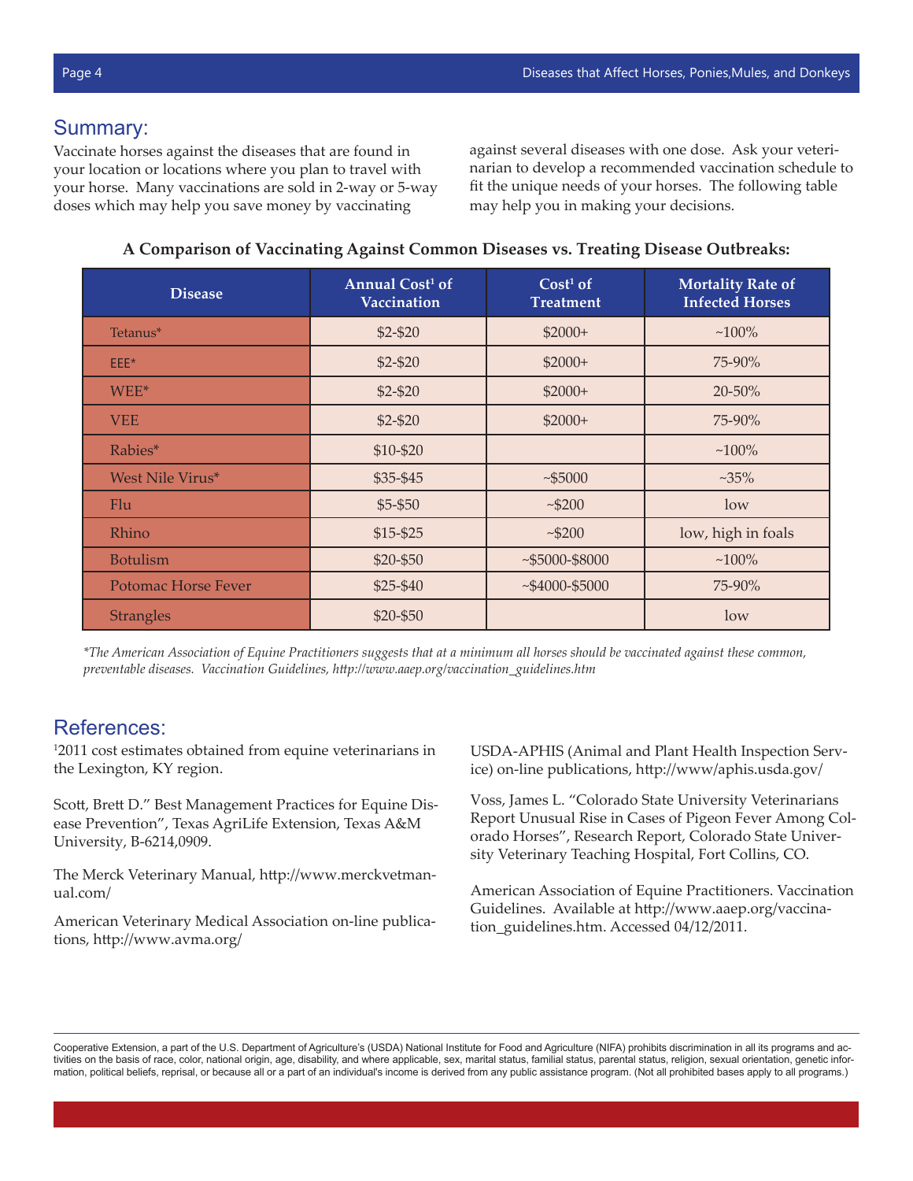## Summary:

Vaccinate horses against the diseases that are found in your location or locations where you plan to travel with your horse. Many vaccinations are sold in 2-way or 5-way doses which may help you save money by vaccinating against several diseases with one dose. Ask your veterinarian to develop a recommended vaccination schedule to fit the unique needs of your horses. The following table may help you in making your decisions.

**A Comparison of Vaccinating Against Common Diseases vs. Treating Disease Outbreaks:**

| Disease | Annual Cost[1] of Vaccination | Cost[1] of Treatment | Mortality Rate of Infected Horses |
|---|---|---|---|
| Tetanus* | $2-$20 | $2000+ | ~100% |
| EEE* | $2-$20 | $2000+ | 75-90% |
| WEE* | $2-$20 | $2000+ | 20-50% |
| VEE | $2-$20 | $2000+ | 75-90% |
| Rabies* | $10-$20 | | ~100% |
| West Nile Virus* | $35-$45 | ~$5000 | ~35% |
| Flu | $5-$50 | ~$200 | low |
| Rhino | $15-$25 | ~$200 | low, high in foals |
| Botulism | $20-$50 | ~$5000-$8000 | ~100% |
| Potomac Horse Fever | $25-$40 | ~$4000-$5000 | 75-90% |
| Strangles | $20-$50 | | low |

*\*The American Association of Equine Practitioners suggests that at a minimum all horses should be vaccinated against these common, preventable diseases. Vaccination Guidelines, http://www.aaep.org/vaccination_guidelines.htm*

## References:

[1]2011 cost estimates obtained from equine veterinarians in the Lexington, KY region.

Scott, Brett D." Best Management Practices for Equine Disease Prevention", Texas AgriLife Extension, Texas A&M University, B-6214,0909.

The Merck Veterinary Manual, http://www.merckvetmanual.com/

American Veterinary Medical Association on-line publications, http://www.avma.org/

USDA-APHIS (Animal and Plant Health Inspection Service) on-line publications, http://www/aphis.usda.gov/

Voss, James L. "Colorado State University Veterinarians Report Unusual Rise in Cases of Pigeon Fever Among Colorado Horses", Research Report, Colorado State University Veterinary Teaching Hospital, Fort Collins, CO.

American Association of Equine Practitioners. Vaccination Guidelines. Available at http://www.aaep.org/vaccination_guidelines.htm. Accessed 04/12/2011.

Cooperative Extension, a part of the U.S. Department of Agriculture's (USDA) National Institute for Food and Agriculture (NIFA) prohibits discrimination in all its programs and activities on the basis of race, color, national origin, age, disability, and where applicable, sex, marital status, familial status, parental status, religion, sexual orientation, genetic information, political beliefs, reprisal, or because all or a part of an individual's income is derived from any public assistance program. (Not all prohibited bases apply to all programs.)